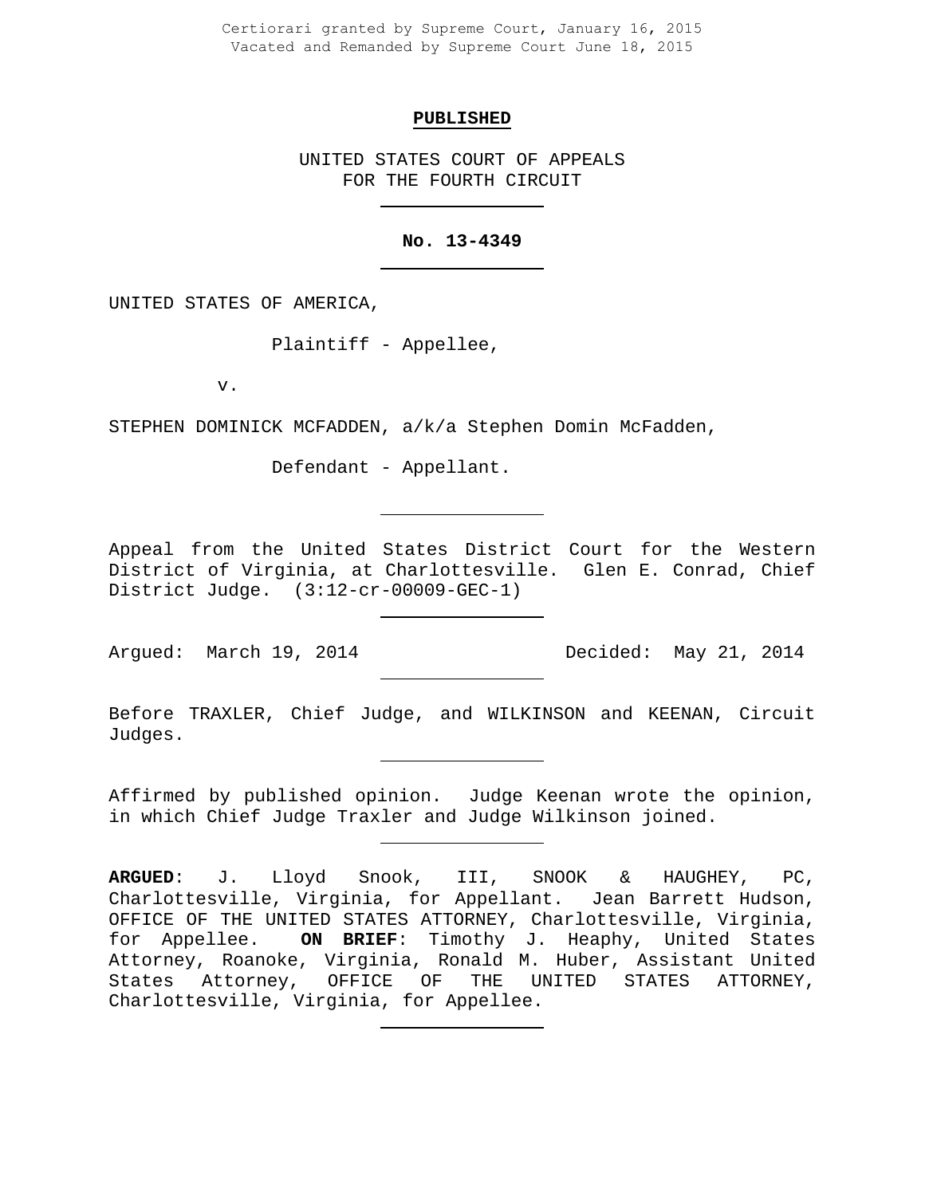Certiorari granted by Supreme Court, January 16, 2015
Vacated and Remanded by Supreme Court June 18, 2015

**PUBLISHED**

UNITED STATES COURT OF APPEALS
FOR THE FOURTH CIRCUIT

---

**No. 13-4349**

---

UNITED STATES OF AMERICA,

Plaintiff - Appellee,

v.

STEPHEN DOMINICK MCFADDEN, a/k/a Stephen Domin McFadden,

Defendant - Appellant.

---

Appeal from the United States District Court for the Western District of Virginia, at Charlottesville. Glen E. Conrad, Chief District Judge. (3:12-cr-00009-GEC-1)

---

Argued: March 19, 2014 Decided: May 21, 2014

---

Before TRAXLER, Chief Judge, and WILKINSON and KEENAN, Circuit Judges.

---

Affirmed by published opinion. Judge Keenan wrote the opinion, in which Chief Judge Traxler and Judge Wilkinson joined.

---

**ARGUED**: J. Lloyd Snook, III, SNOOK & HAUGHEY, PC, Charlottesville, Virginia, for Appellant. Jean Barrett Hudson, OFFICE OF THE UNITED STATES ATTORNEY, Charlottesville, Virginia, for Appellee. **ON BRIEF**: Timothy J. Heaphy, United States Attorney, Roanoke, Virginia, Ronald M. Huber, Assistant United States Attorney, OFFICE OF THE UNITED STATES ATTORNEY, Charlottesville, Virginia, for Appellee.

---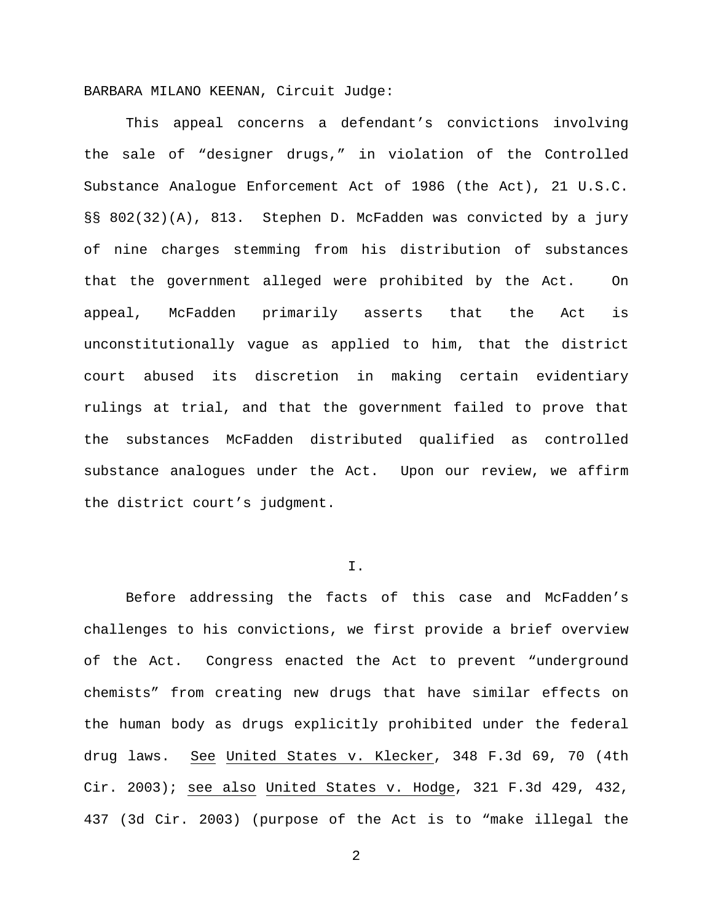BARBARA MILANO KEENAN, Circuit Judge:

This appeal concerns a defendant's convictions involving the sale of "designer drugs," in violation of the Controlled Substance Analogue Enforcement Act of 1986 (the Act), 21 U.S.C. §§ 802(32)(A), 813. Stephen D. McFadden was convicted by a jury of nine charges stemming from his distribution of substances that the government alleged were prohibited by the Act. On appeal, McFadden primarily asserts that the Act is unconstitutionally vague as applied to him, that the district court abused its discretion in making certain evidentiary rulings at trial, and that the government failed to prove that the substances McFadden distributed qualified as controlled substance analogues under the Act. Upon our review, we affirm the district court's judgment.

## I.

Before addressing the facts of this case and McFadden's challenges to his convictions, we first provide a brief overview of the Act. Congress enacted the Act to prevent "underground chemists" from creating new drugs that have similar effects on the human body as drugs explicitly prohibited under the federal drug laws. See United States v. Klecker, 348 F.3d 69, 70 (4th Cir. 2003); see also United States v. Hodge, 321 F.3d 429, 432, 437 (3d Cir. 2003) (purpose of the Act is to "make illegal the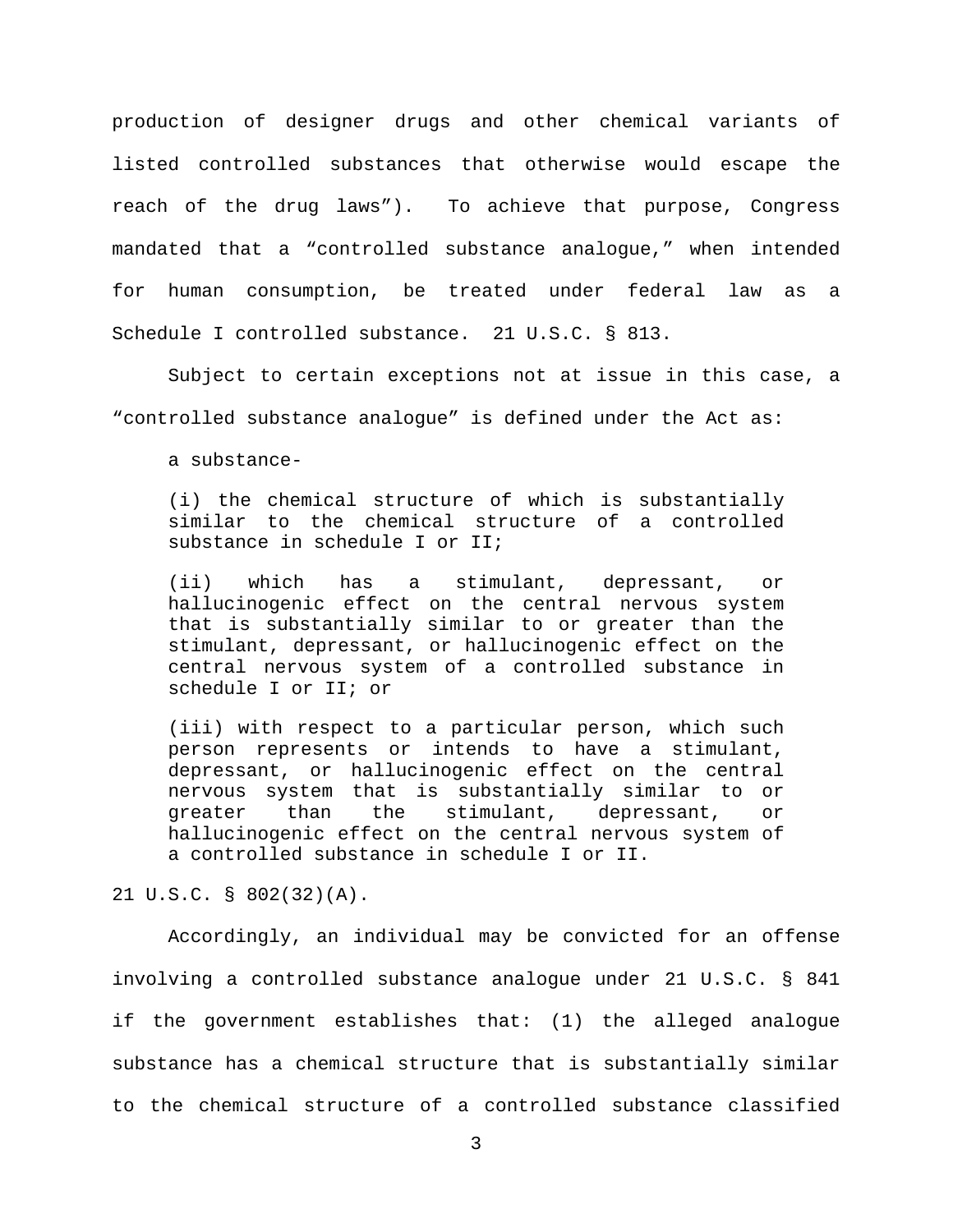production of designer drugs and other chemical variants of listed controlled substances that otherwise would escape the reach of the drug laws"). To achieve that purpose, Congress mandated that a "controlled substance analogue," when intended for human consumption, be treated under federal law as a Schedule I controlled substance. 21 U.S.C. § 813.

Subject to certain exceptions not at issue in this case, a "controlled substance analogue" is defined under the Act as:

> a substance-
>
> (i) the chemical structure of which is substantially similar to the chemical structure of a controlled substance in schedule I or II;
>
> (ii) which has a stimulant, depressant, or hallucinogenic effect on the central nervous system that is substantially similar to or greater than the stimulant, depressant, or hallucinogenic effect on the central nervous system of a controlled substance in schedule I or II; or
>
> (iii) with respect to a particular person, which such person represents or intends to have a stimulant, depressant, or hallucinogenic effect on the central nervous system that is substantially similar to or greater than the stimulant, depressant, or hallucinogenic effect on the central nervous system of a controlled substance in schedule I or II.

21 U.S.C. § 802(32)(A).

Accordingly, an individual may be convicted for an offense involving a controlled substance analogue under 21 U.S.C. § 841 if the government establishes that: (1) the alleged analogue substance has a chemical structure that is substantially similar to the chemical structure of a controlled substance classified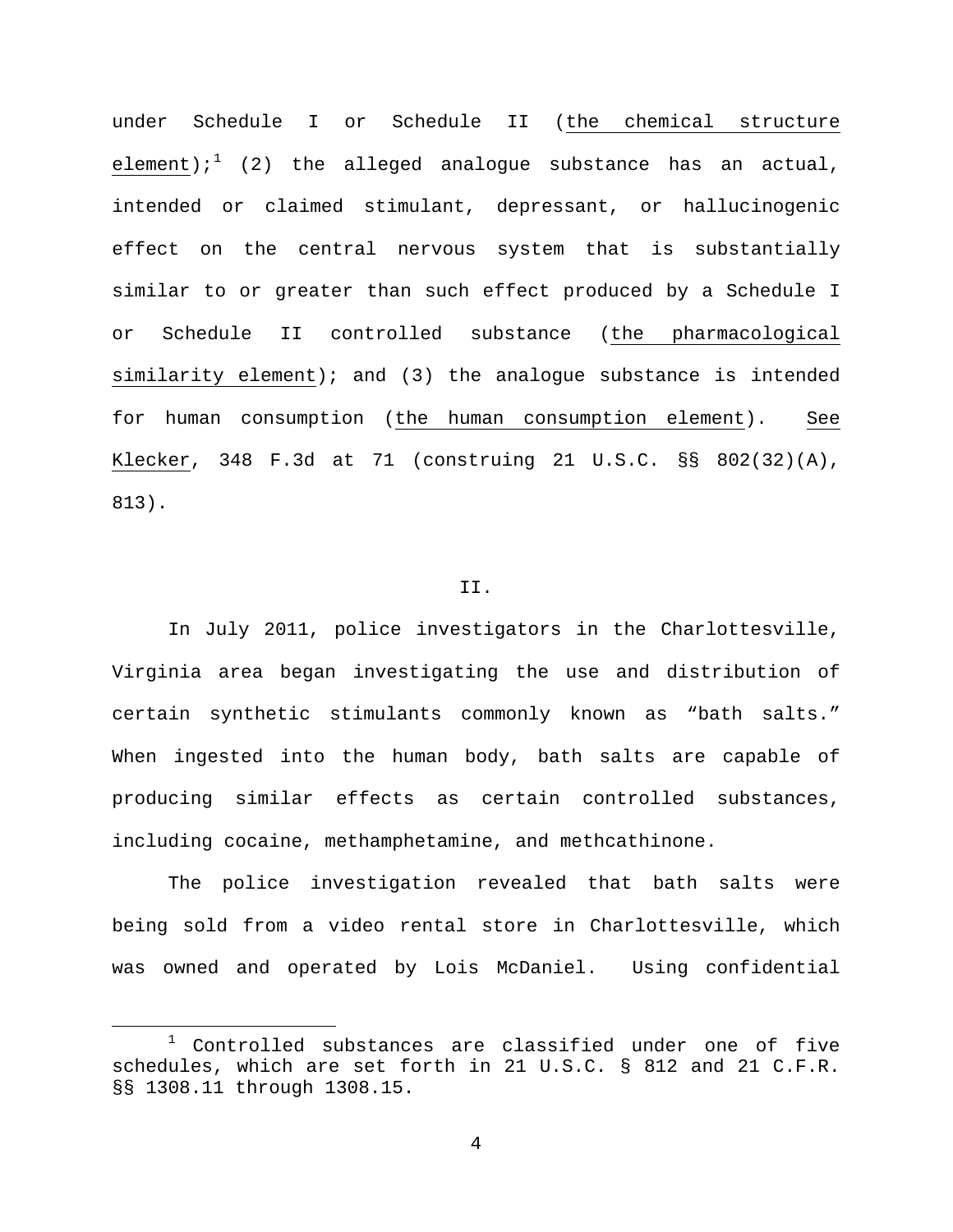under Schedule I or Schedule II (the chemical structure element);[1] (2) the alleged analogue substance has an actual, intended or claimed stimulant, depressant, or hallucinogenic effect on the central nervous system that is substantially similar to or greater than such effect produced by a Schedule I or Schedule II controlled substance (the pharmacological similarity element); and (3) the analogue substance is intended for human consumption (the human consumption element). See Klecker, 348 F.3d at 71 (construing 21 U.S.C. §§ 802(32)(A), 813).

## II.

In July 2011, police investigators in the Charlottesville, Virginia area began investigating the use and distribution of certain synthetic stimulants commonly known as "bath salts." When ingested into the human body, bath salts are capable of producing similar effects as certain controlled substances, including cocaine, methamphetamine, and methcathinone.

The police investigation revealed that bath salts were being sold from a video rental store in Charlottesville, which was owned and operated by Lois McDaniel. Using confidential

[1] Controlled substances are classified under one of five schedules, which are set forth in 21 U.S.C. § 812 and 21 C.F.R. §§ 1308.11 through 1308.15.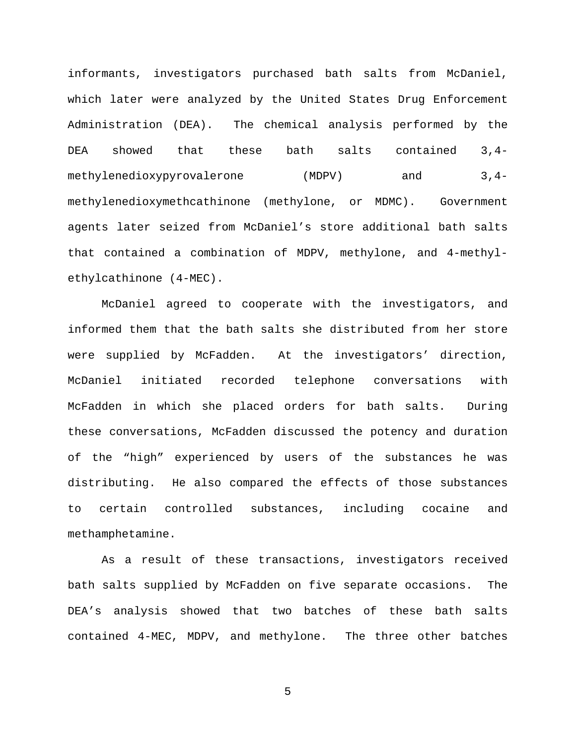informants, investigators purchased bath salts from McDaniel, which later were analyzed by the United States Drug Enforcement Administration (DEA). The chemical analysis performed by the DEA showed that these bath salts contained 3,4-methylenedioxypyrovalerone (MDPV) and 3,4-methylenedioxymethcathinone (methylone, or MDMC). Government agents later seized from McDaniel's store additional bath salts that contained a combination of MDPV, methylone, and 4-methyl-ethylcathinone (4-MEC).

McDaniel agreed to cooperate with the investigators, and informed them that the bath salts she distributed from her store were supplied by McFadden. At the investigators' direction, McDaniel initiated recorded telephone conversations with McFadden in which she placed orders for bath salts. During these conversations, McFadden discussed the potency and duration of the "high" experienced by users of the substances he was distributing. He also compared the effects of those substances to certain controlled substances, including cocaine and methamphetamine.

As a result of these transactions, investigators received bath salts supplied by McFadden on five separate occasions. The DEA's analysis showed that two batches of these bath salts contained 4-MEC, MDPV, and methylone. The three other batches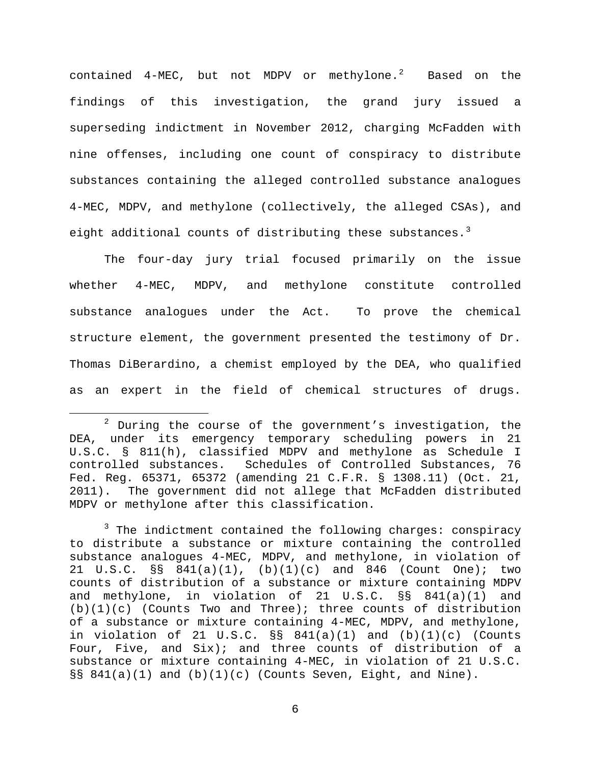contained 4-MEC, but not MDPV or methylone.[2] Based on the findings of this investigation, the grand jury issued a superseding indictment in November 2012, charging McFadden with nine offenses, including one count of conspiracy to distribute substances containing the alleged controlled substance analogues 4-MEC, MDPV, and methylone (collectively, the alleged CSAs), and eight additional counts of distributing these substances.[3]

The four-day jury trial focused primarily on the issue whether 4-MEC, MDPV, and methylone constitute controlled substance analogues under the Act. To prove the chemical structure element, the government presented the testimony of Dr. Thomas DiBerardino, a chemist employed by the DEA, who qualified as an expert in the field of chemical structures of drugs.

---

[2] During the course of the government's investigation, the DEA, under its emergency temporary scheduling powers in 21 U.S.C. § 811(h), classified MDPV and methylone as Schedule I controlled substances. Schedules of Controlled Substances, 76 Fed. Reg. 65371, 65372 (amending 21 C.F.R. § 1308.11) (Oct. 21, 2011). The government did not allege that McFadden distributed MDPV or methylone after this classification.

[3] The indictment contained the following charges: conspiracy to distribute a substance or mixture containing the controlled substance analogues 4-MEC, MDPV, and methylone, in violation of 21 U.S.C. §§ 841(a)(1), (b)(1)(c) and 846 (Count One); two counts of distribution of a substance or mixture containing MDPV and methylone, in violation of 21 U.S.C. §§ 841(a)(1) and (b)(1)(c) (Counts Two and Three); three counts of distribution of a substance or mixture containing 4-MEC, MDPV, and methylone, in violation of 21 U.S.C. §§ 841(a)(1) and (b)(1)(c) (Counts Four, Five, and Six); and three counts of distribution of a substance or mixture containing 4-MEC, in violation of 21 U.S.C. §§ 841(a)(1) and (b)(1)(c) (Counts Seven, Eight, and Nine).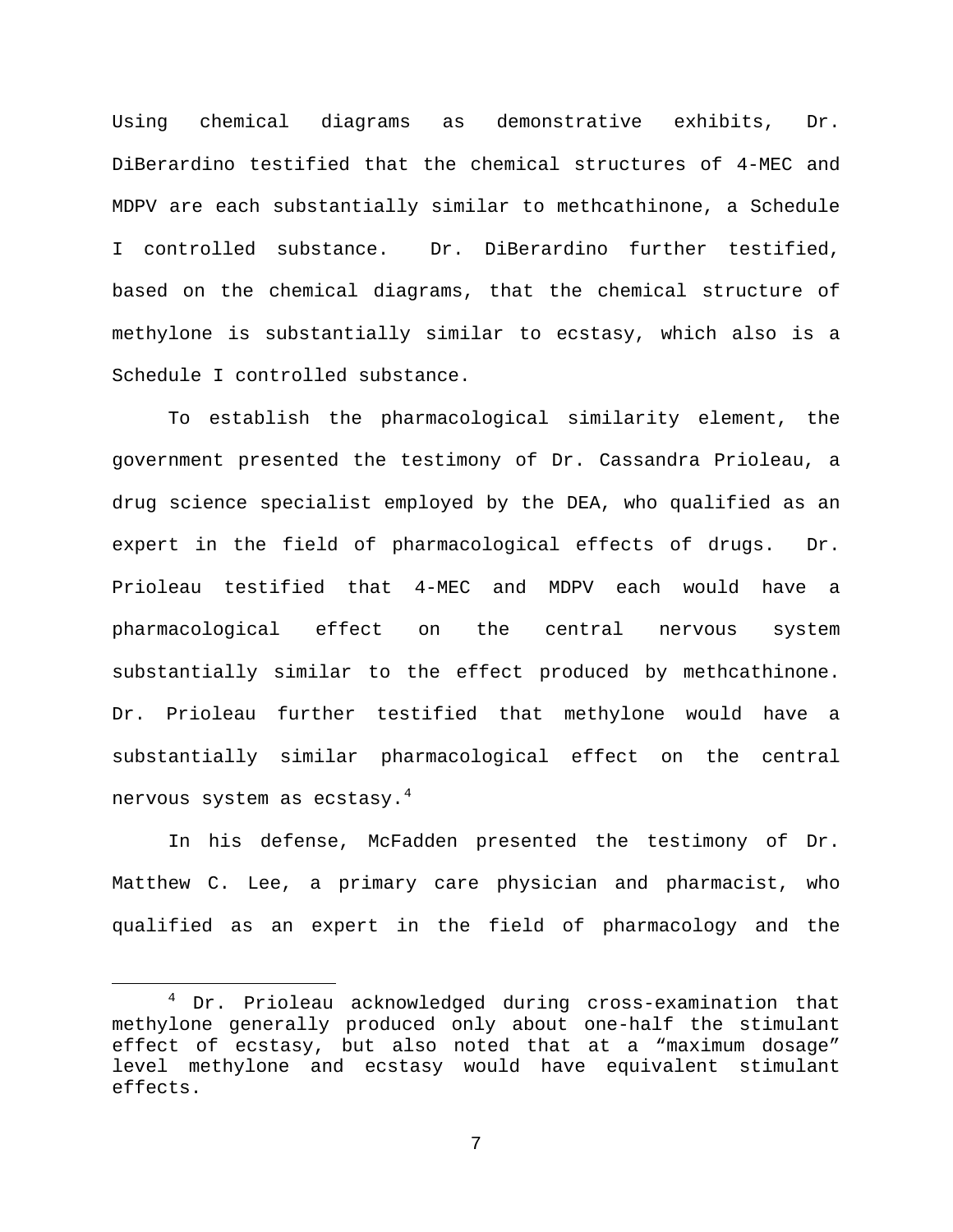Using chemical diagrams as demonstrative exhibits, Dr. DiBerardino testified that the chemical structures of 4-MEC and MDPV are each substantially similar to methcathinone, a Schedule I controlled substance. Dr. DiBerardino further testified, based on the chemical diagrams, that the chemical structure of methylone is substantially similar to ecstasy, which also is a Schedule I controlled substance.

To establish the pharmacological similarity element, the government presented the testimony of Dr. Cassandra Prioleau, a drug science specialist employed by the DEA, who qualified as an expert in the field of pharmacological effects of drugs. Dr. Prioleau testified that 4-MEC and MDPV each would have a pharmacological effect on the central nervous system substantially similar to the effect produced by methcathinone. Dr. Prioleau further testified that methylone would have a substantially similar pharmacological effect on the central nervous system as ecstasy.[4]

In his defense, McFadden presented the testimony of Dr. Matthew C. Lee, a primary care physician and pharmacist, who qualified as an expert in the field of pharmacology and the

---

[4] Dr. Prioleau acknowledged during cross-examination that methylone generally produced only about one-half the stimulant effect of ecstasy, but also noted that at a "maximum dosage" level methylone and ecstasy would have equivalent stimulant effects.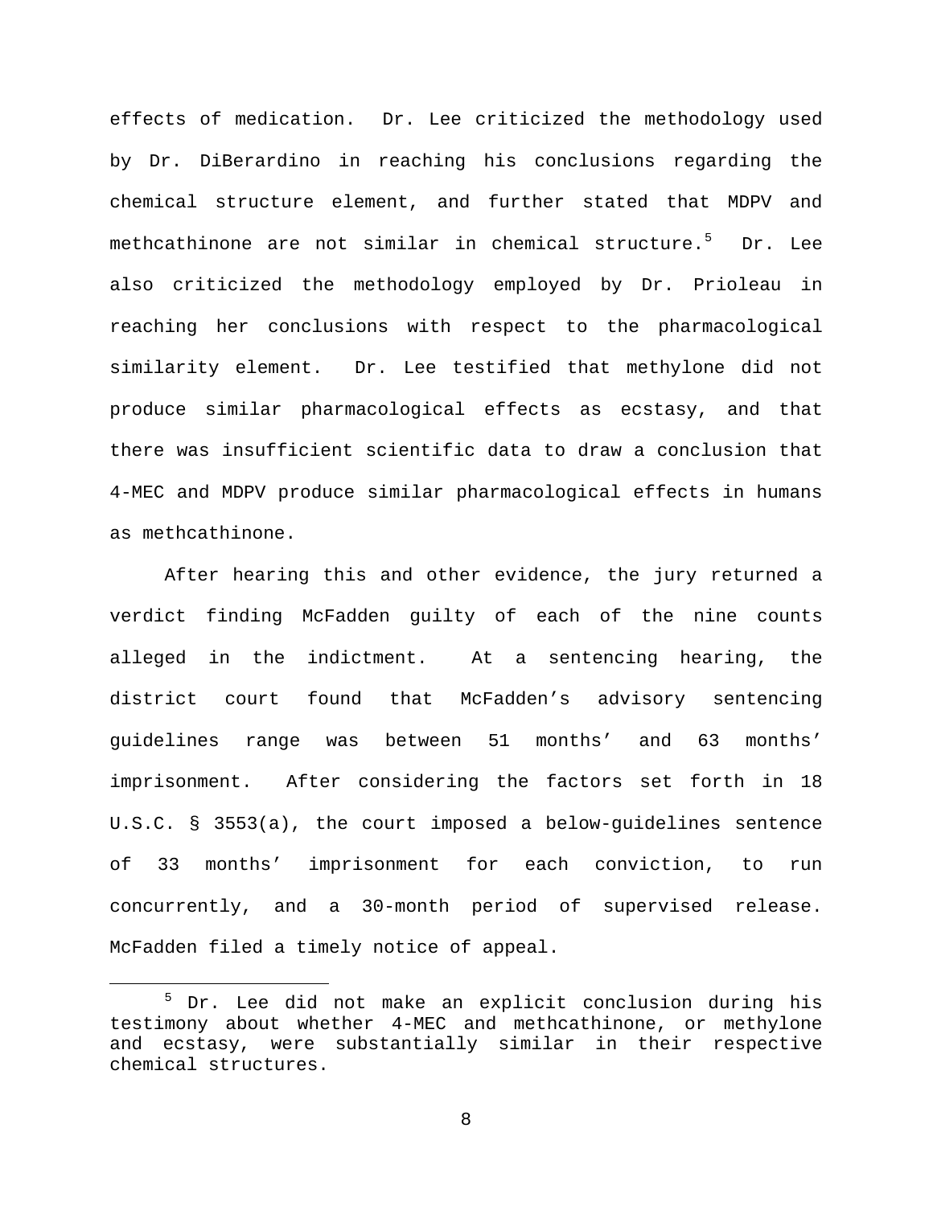effects of medication. Dr. Lee criticized the methodology used by Dr. DiBerardino in reaching his conclusions regarding the chemical structure element, and further stated that MDPV and methcathinone are not similar in chemical structure.[5] Dr. Lee also criticized the methodology employed by Dr. Prioleau in reaching her conclusions with respect to the pharmacological similarity element. Dr. Lee testified that methylone did not produce similar pharmacological effects as ecstasy, and that there was insufficient scientific data to draw a conclusion that 4-MEC and MDPV produce similar pharmacological effects in humans as methcathinone.

After hearing this and other evidence, the jury returned a verdict finding McFadden guilty of each of the nine counts alleged in the indictment. At a sentencing hearing, the district court found that McFadden's advisory sentencing guidelines range was between 51 months' and 63 months' imprisonment. After considering the factors set forth in 18 U.S.C. § 3553(a), the court imposed a below-guidelines sentence of 33 months' imprisonment for each conviction, to run concurrently, and a 30-month period of supervised release. McFadden filed a timely notice of appeal.

---

[5] Dr. Lee did not make an explicit conclusion during his testimony about whether 4-MEC and methcathinone, or methylone and ecstasy, were substantially similar in their respective chemical structures.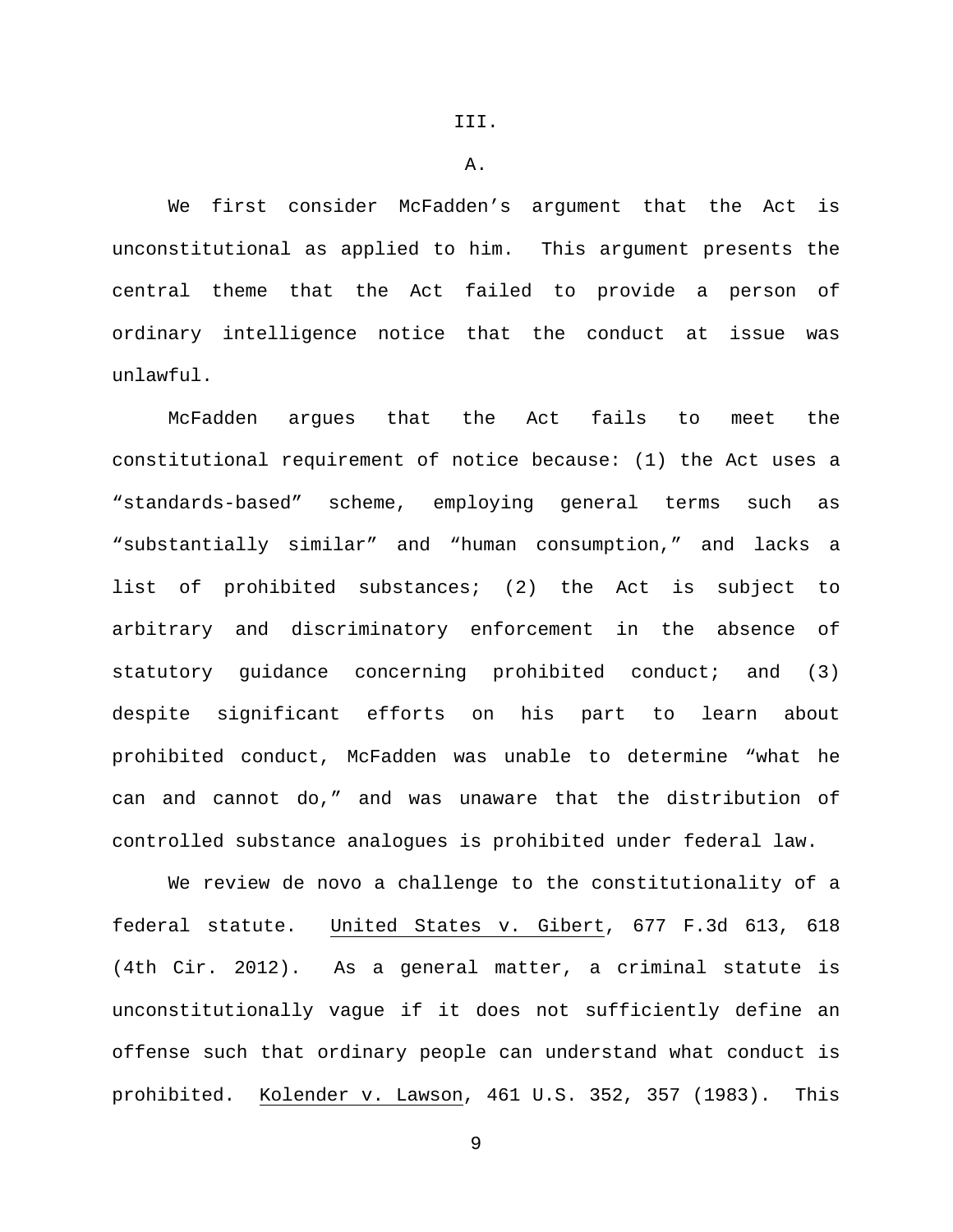## III.

### A.

We first consider McFadden's argument that the Act is unconstitutional as applied to him. This argument presents the central theme that the Act failed to provide a person of ordinary intelligence notice that the conduct at issue was unlawful.

McFadden argues that the Act fails to meet the constitutional requirement of notice because: (1) the Act uses a "standards-based" scheme, employing general terms such as "substantially similar" and "human consumption," and lacks a list of prohibited substances; (2) the Act is subject to arbitrary and discriminatory enforcement in the absence of statutory guidance concerning prohibited conduct; and (3) despite significant efforts on his part to learn about prohibited conduct, McFadden was unable to determine "what he can and cannot do," and was unaware that the distribution of controlled substance analogues is prohibited under federal law.

We review de novo a challenge to the constitutionality of a federal statute. United States v. Gibert, 677 F.3d 613, 618 (4th Cir. 2012). As a general matter, a criminal statute is unconstitutionally vague if it does not sufficiently define an offense such that ordinary people can understand what conduct is prohibited. Kolender v. Lawson, 461 U.S. 352, 357 (1983). This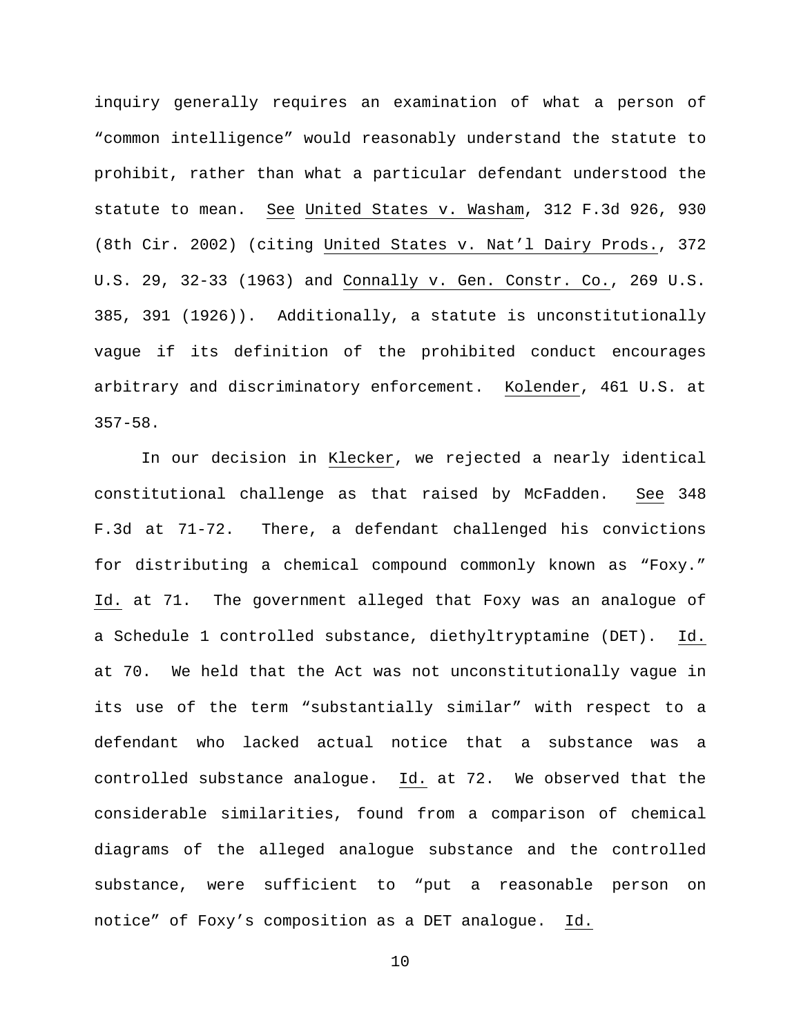inquiry generally requires an examination of what a person of "common intelligence" would reasonably understand the statute to prohibit, rather than what a particular defendant understood the statute to mean. See United States v. Washam, 312 F.3d 926, 930 (8th Cir. 2002) (citing United States v. Nat'l Dairy Prods., 372 U.S. 29, 32-33 (1963) and Connally v. Gen. Constr. Co., 269 U.S. 385, 391 (1926)). Additionally, a statute is unconstitutionally vague if its definition of the prohibited conduct encourages arbitrary and discriminatory enforcement. Kolender, 461 U.S. at 357-58.

In our decision in Klecker, we rejected a nearly identical constitutional challenge as that raised by McFadden. See 348 F.3d at 71-72. There, a defendant challenged his convictions for distributing a chemical compound commonly known as "Foxy." Id. at 71. The government alleged that Foxy was an analogue of a Schedule 1 controlled substance, diethyltryptamine (DET). Id. at 70. We held that the Act was not unconstitutionally vague in its use of the term "substantially similar" with respect to a defendant who lacked actual notice that a substance was a controlled substance analogue. Id. at 72. We observed that the considerable similarities, found from a comparison of chemical diagrams of the alleged analogue substance and the controlled substance, were sufficient to "put a reasonable person on notice" of Foxy's composition as a DET analogue. Id.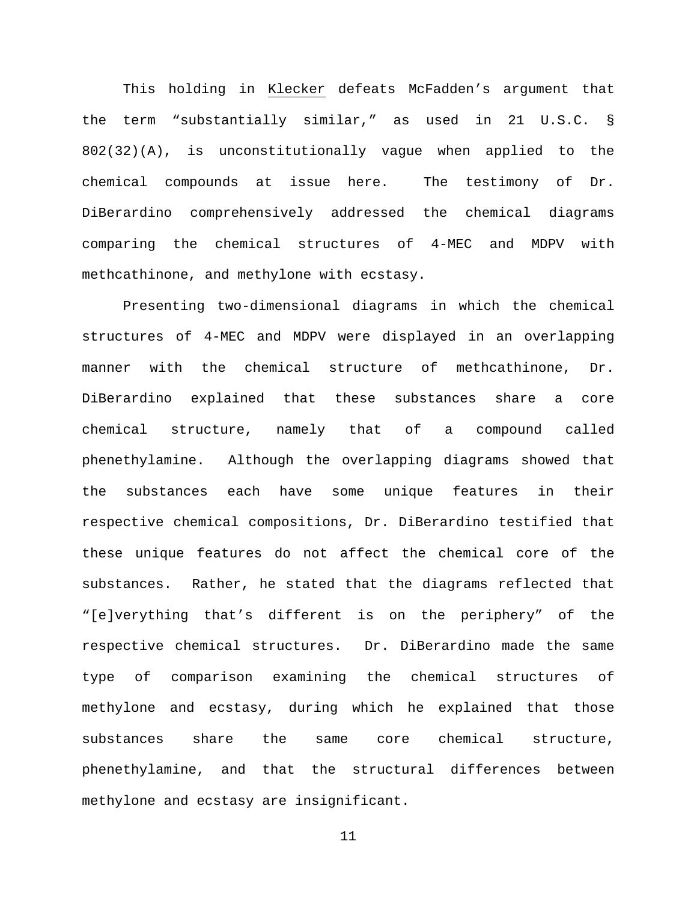This holding in Klecker defeats McFadden's argument that the term "substantially similar," as used in 21 U.S.C. § 802(32)(A), is unconstitutionally vague when applied to the chemical compounds at issue here. The testimony of Dr. DiBerardino comprehensively addressed the chemical diagrams comparing the chemical structures of 4-MEC and MDPV with methcathinone, and methylone with ecstasy.

Presenting two-dimensional diagrams in which the chemical structures of 4-MEC and MDPV were displayed in an overlapping manner with the chemical structure of methcathinone, Dr. DiBerardino explained that these substances share a core chemical structure, namely that of a compound called phenethylamine. Although the overlapping diagrams showed that the substances each have some unique features in their respective chemical compositions, Dr. DiBerardino testified that these unique features do not affect the chemical core of the substances. Rather, he stated that the diagrams reflected that "[e]verything that's different is on the periphery" of the respective chemical structures. Dr. DiBerardino made the same type of comparison examining the chemical structures of methylone and ecstasy, during which he explained that those substances share the same core chemical structure, phenethylamine, and that the structural differences between methylone and ecstasy are insignificant.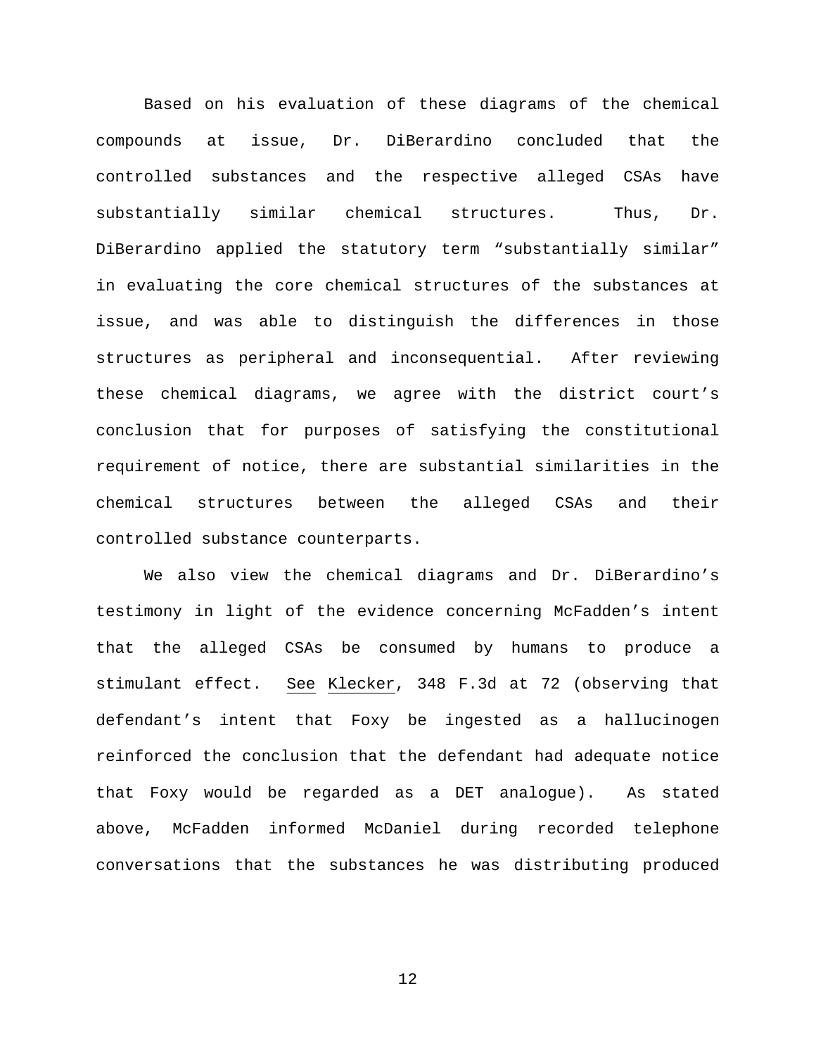Based on his evaluation of these diagrams of the chemical compounds at issue, Dr. DiBerardino concluded that the controlled substances and the respective alleged CSAs have substantially similar chemical structures. Thus, Dr. DiBerardino applied the statutory term "substantially similar" in evaluating the core chemical structures of the substances at issue, and was able to distinguish the differences in those structures as peripheral and inconsequential. After reviewing these chemical diagrams, we agree with the district court's conclusion that for purposes of satisfying the constitutional requirement of notice, there are substantial similarities in the chemical structures between the alleged CSAs and their controlled substance counterparts.

We also view the chemical diagrams and Dr. DiBerardino's testimony in light of the evidence concerning McFadden's intent that the alleged CSAs be consumed by humans to produce a stimulant effect. See Klecker, 348 F.3d at 72 (observing that defendant's intent that Foxy be ingested as a hallucinogen reinforced the conclusion that the defendant had adequate notice that Foxy would be regarded as a DET analogue). As stated above, McFadden informed McDaniel during recorded telephone conversations that the substances he was distributing produced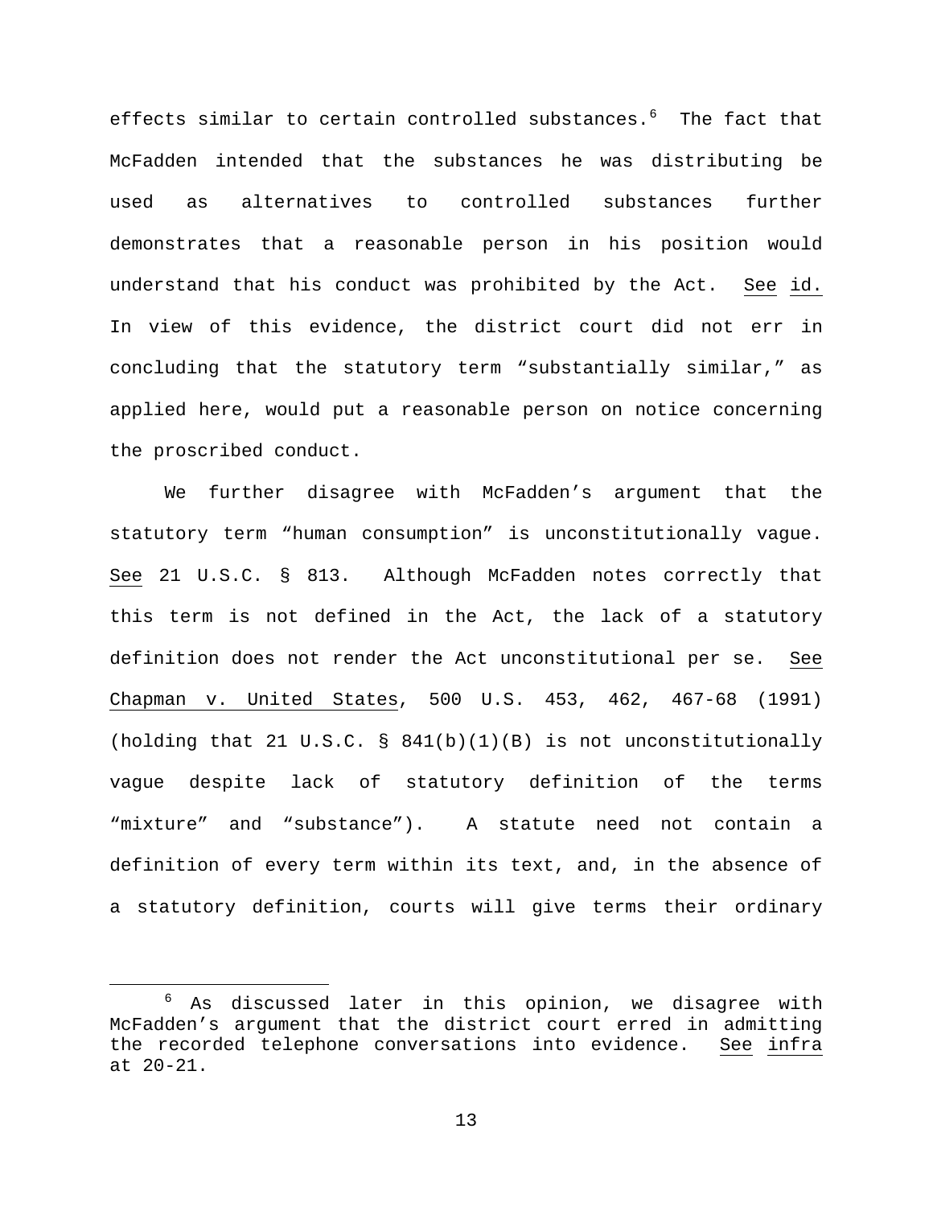effects similar to certain controlled substances.[6] The fact that McFadden intended that the substances he was distributing be used as alternatives to controlled substances further demonstrates that a reasonable person in his position would understand that his conduct was prohibited by the Act. See id. In view of this evidence, the district court did not err in concluding that the statutory term "substantially similar," as applied here, would put a reasonable person on notice concerning the proscribed conduct.

We further disagree with McFadden's argument that the statutory term "human consumption" is unconstitutionally vague. See 21 U.S.C. § 813. Although McFadden notes correctly that this term is not defined in the Act, the lack of a statutory definition does not render the Act unconstitutional per se. See Chapman v. United States, 500 U.S. 453, 462, 467-68 (1991) (holding that 21 U.S.C. § 841(b)(1)(B) is not unconstitutionally vague despite lack of statutory definition of the terms "mixture" and "substance"). A statute need not contain a definition of every term within its text, and, in the absence of a statutory definition, courts will give terms their ordinary

---

[6] As discussed later in this opinion, we disagree with McFadden's argument that the district court erred in admitting the recorded telephone conversations into evidence. See infra at 20-21.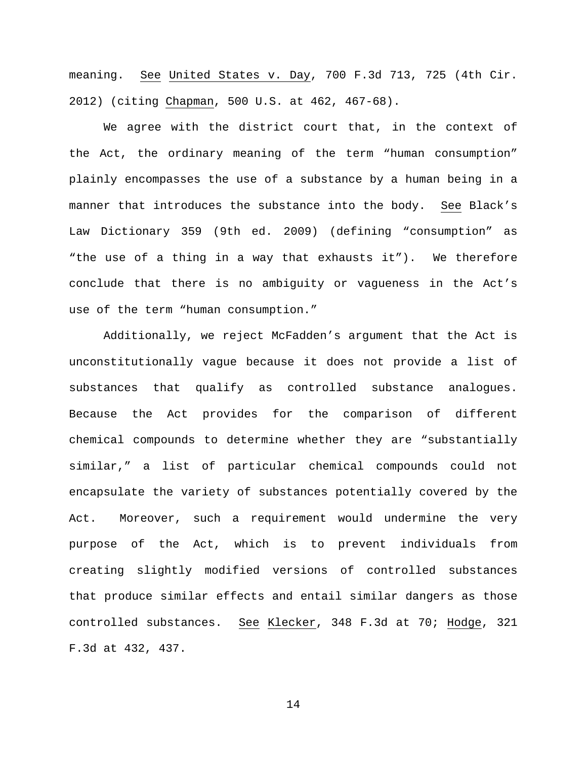meaning. See United States v. Day, 700 F.3d 713, 725 (4th Cir. 2012) (citing Chapman, 500 U.S. at 462, 467-68).

We agree with the district court that, in the context of the Act, the ordinary meaning of the term "human consumption" plainly encompasses the use of a substance by a human being in a manner that introduces the substance into the body. See Black's Law Dictionary 359 (9th ed. 2009) (defining "consumption" as "the use of a thing in a way that exhausts it"). We therefore conclude that there is no ambiguity or vagueness in the Act's use of the term "human consumption."

Additionally, we reject McFadden's argument that the Act is unconstitutionally vague because it does not provide a list of substances that qualify as controlled substance analogues. Because the Act provides for the comparison of different chemical compounds to determine whether they are "substantially similar," a list of particular chemical compounds could not encapsulate the variety of substances potentially covered by the Act. Moreover, such a requirement would undermine the very purpose of the Act, which is to prevent individuals from creating slightly modified versions of controlled substances that produce similar effects and entail similar dangers as those controlled substances. See Klecker, 348 F.3d at 70; Hodge, 321 F.3d at 432, 437.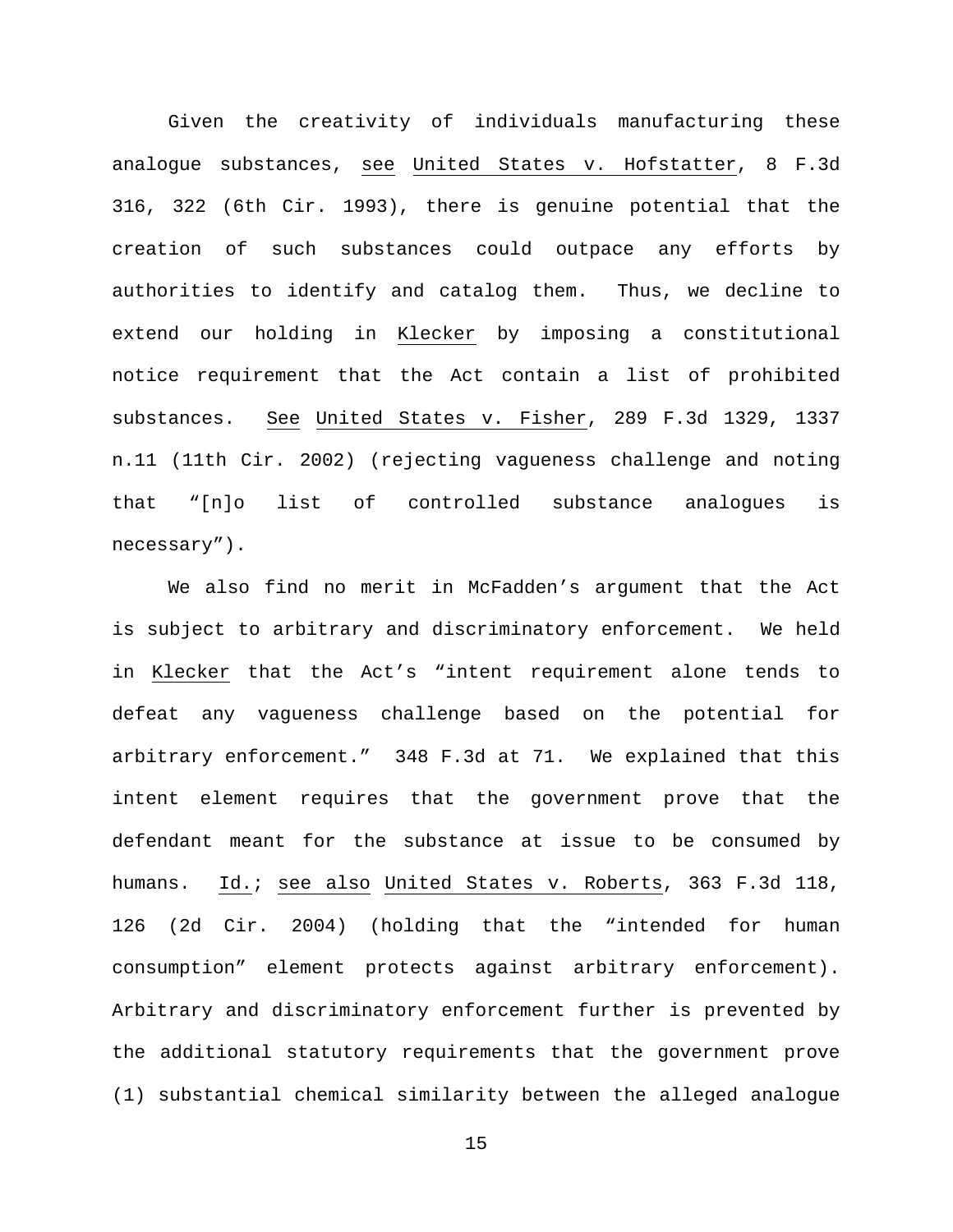Given the creativity of individuals manufacturing these analogue substances, _see_ _United States v. Hofstatter_, 8 F.3d 316, 322 (6th Cir. 1993), there is genuine potential that the creation of such substances could outpace any efforts by authorities to identify and catalog them. Thus, we decline to extend our holding in _Klecker_ by imposing a constitutional notice requirement that the Act contain a list of prohibited substances. _See_ _United States v. Fisher_, 289 F.3d 1329, 1337 n.11 (11th Cir. 2002) (rejecting vagueness challenge and noting that "[n]o list of controlled substance analogues is necessary").

We also find no merit in McFadden's argument that the Act is subject to arbitrary and discriminatory enforcement. We held in _Klecker_ that the Act's "intent requirement alone tends to defeat any vagueness challenge based on the potential for arbitrary enforcement." 348 F.3d at 71. We explained that this intent element requires that the government prove that the defendant meant for the substance at issue to be consumed by humans. _Id._; _see also_ _United States v. Roberts_, 363 F.3d 118, 126 (2d Cir. 2004) (holding that the "intended for human consumption" element protects against arbitrary enforcement). Arbitrary and discriminatory enforcement further is prevented by the additional statutory requirements that the government prove (1) substantial chemical similarity between the alleged analogue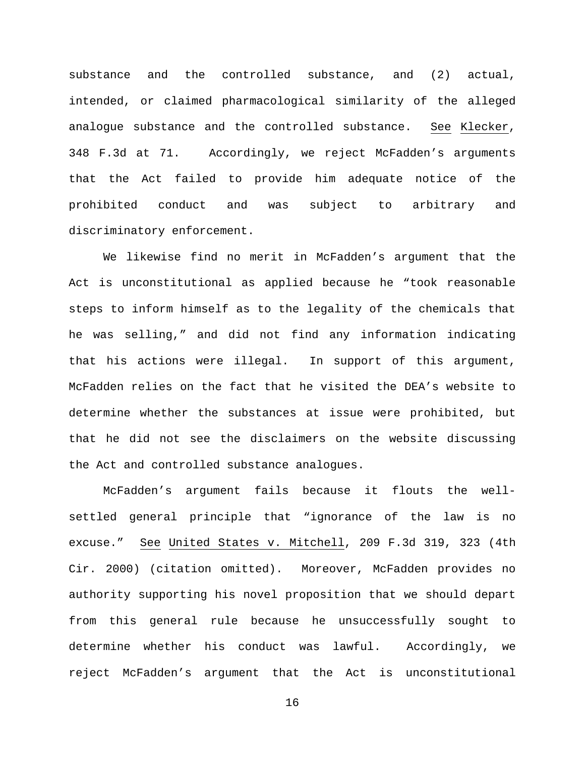substance and the controlled substance, and (2) actual, intended, or claimed pharmacological similarity of the alleged analogue substance and the controlled substance. See Klecker, 348 F.3d at 71. Accordingly, we reject McFadden's arguments that the Act failed to provide him adequate notice of the prohibited conduct and was subject to arbitrary and discriminatory enforcement.

We likewise find no merit in McFadden's argument that the Act is unconstitutional as applied because he "took reasonable steps to inform himself as to the legality of the chemicals that he was selling," and did not find any information indicating that his actions were illegal. In support of this argument, McFadden relies on the fact that he visited the DEA's website to determine whether the substances at issue were prohibited, but that he did not see the disclaimers on the website discussing the Act and controlled substance analogues.

McFadden's argument fails because it flouts the well-settled general principle that "ignorance of the law is no excuse." See United States v. Mitchell, 209 F.3d 319, 323 (4th Cir. 2000) (citation omitted). Moreover, McFadden provides no authority supporting his novel proposition that we should depart from this general rule because he unsuccessfully sought to determine whether his conduct was lawful. Accordingly, we reject McFadden's argument that the Act is unconstitutional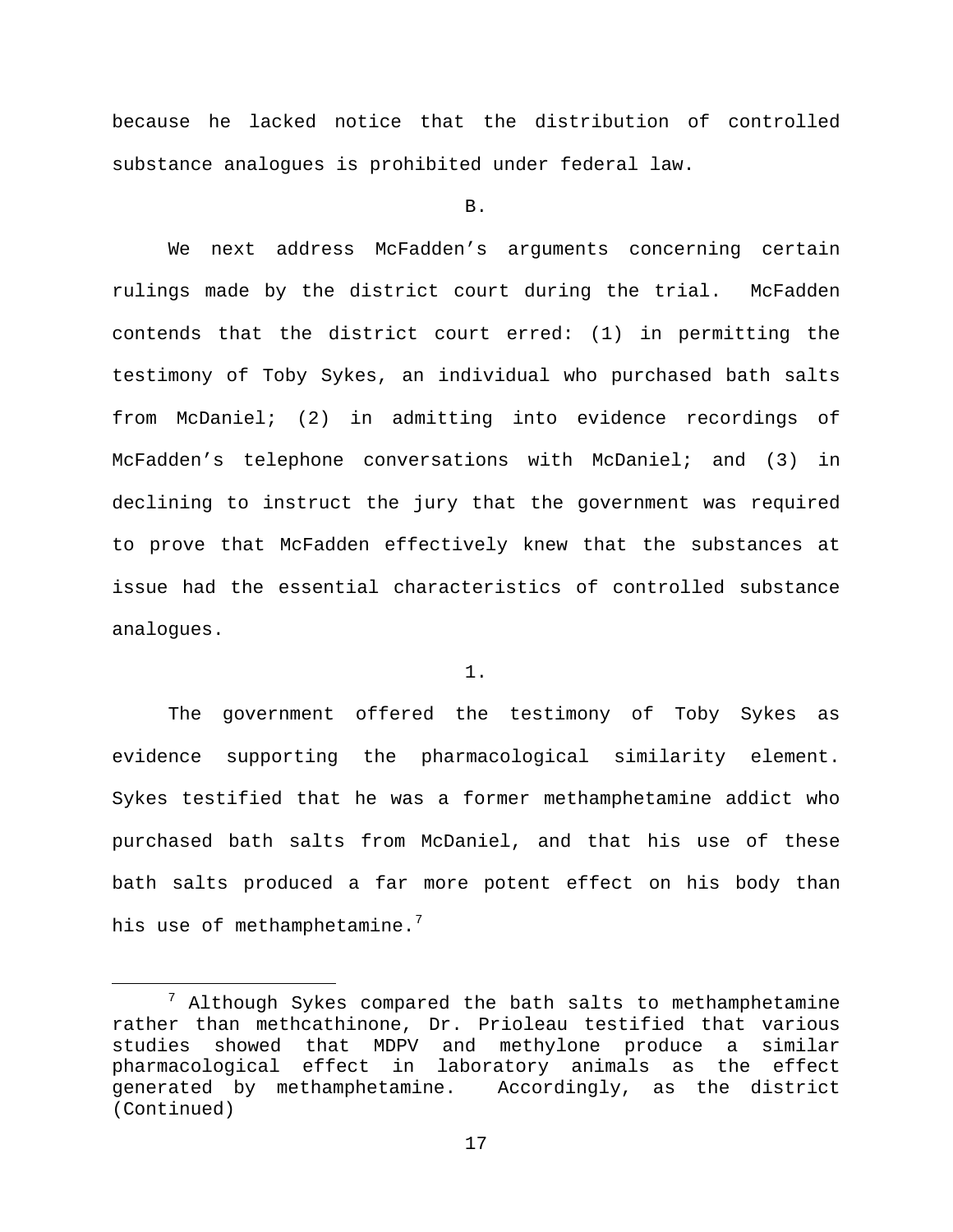because he lacked notice that the distribution of controlled substance analogues is prohibited under federal law.

B.

We next address McFadden's arguments concerning certain rulings made by the district court during the trial. McFadden contends that the district court erred: (1) in permitting the testimony of Toby Sykes, an individual who purchased bath salts from McDaniel; (2) in admitting into evidence recordings of McFadden's telephone conversations with McDaniel; and (3) in declining to instruct the jury that the government was required to prove that McFadden effectively knew that the substances at issue had the essential characteristics of controlled substance analogues.

1.

The government offered the testimony of Toby Sykes as evidence supporting the pharmacological similarity element. Sykes testified that he was a former methamphetamine addict who purchased bath salts from McDaniel, and that his use of these bath salts produced a far more potent effect on his body than his use of methamphetamine.[7]

[7] Although Sykes compared the bath salts to methamphetamine rather than methcathinone, Dr. Prioleau testified that various studies showed that MDPV and methylone produce a similar pharmacological effect in laboratory animals as the effect generated by methamphetamine. Accordingly, as the district (Continued)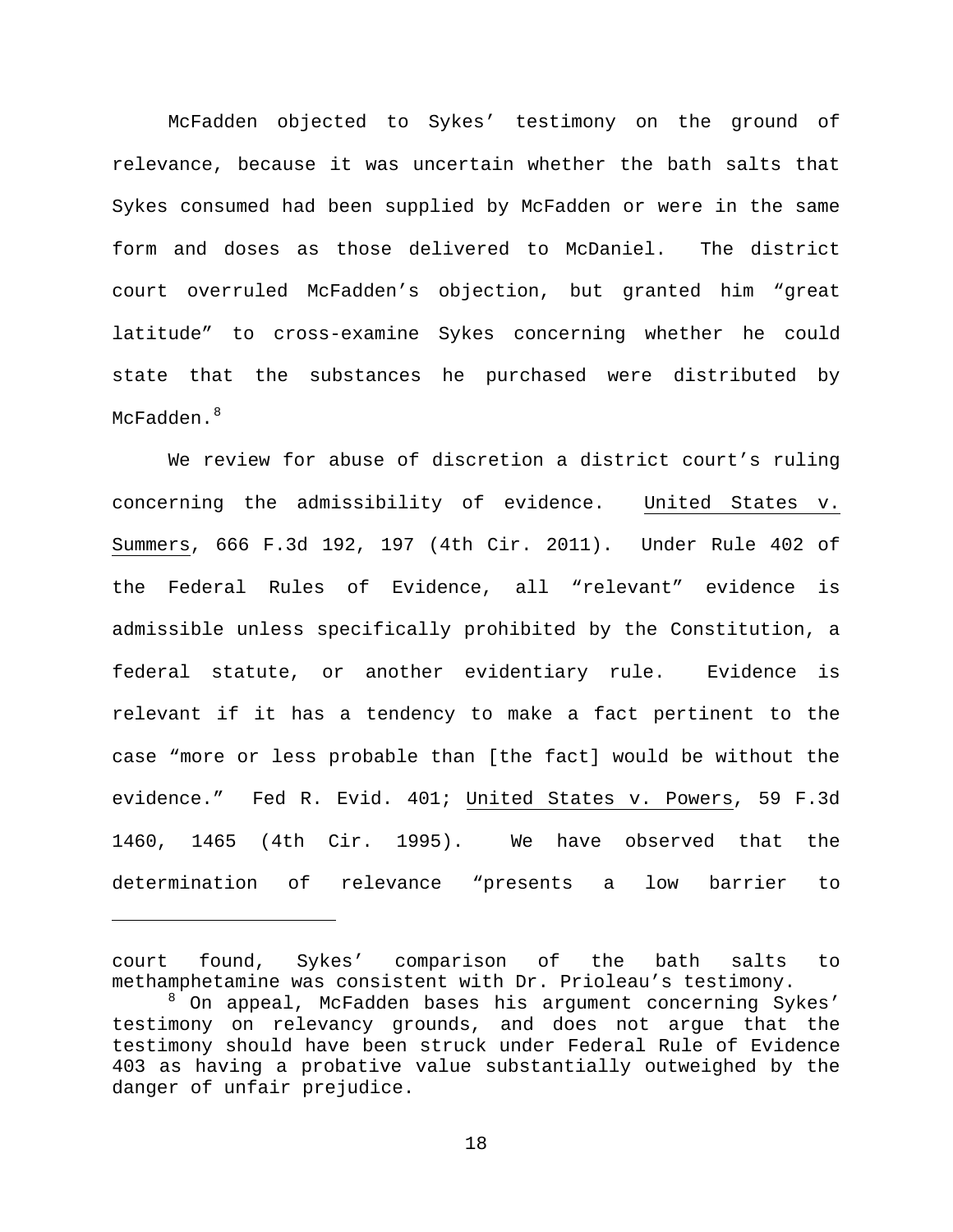McFadden objected to Sykes' testimony on the ground of relevance, because it was uncertain whether the bath salts that Sykes consumed had been supplied by McFadden or were in the same form and doses as those delivered to McDaniel. The district court overruled McFadden's objection, but granted him "great latitude" to cross-examine Sykes concerning whether he could state that the substances he purchased were distributed by McFadden.[8]

We review for abuse of discretion a district court's ruling concerning the admissibility of evidence. United States v. Summers, 666 F.3d 192, 197 (4th Cir. 2011). Under Rule 402 of the Federal Rules of Evidence, all "relevant" evidence is admissible unless specifically prohibited by the Constitution, a federal statute, or another evidentiary rule. Evidence is relevant if it has a tendency to make a fact pertinent to the case "more or less probable than [the fact] would be without the evidence." Fed R. Evid. 401; United States v. Powers, 59 F.3d 1460, 1465 (4th Cir. 1995). We have observed that the determination of relevance "presents a low barrier to

---

court found, Sykes' comparison of the bath salts to methamphetamine was consistent with Dr. Prioleau's testimony.

[8] On appeal, McFadden bases his argument concerning Sykes' testimony on relevancy grounds, and does not argue that the testimony should have been struck under Federal Rule of Evidence 403 as having a probative value substantially outweighed by the danger of unfair prejudice.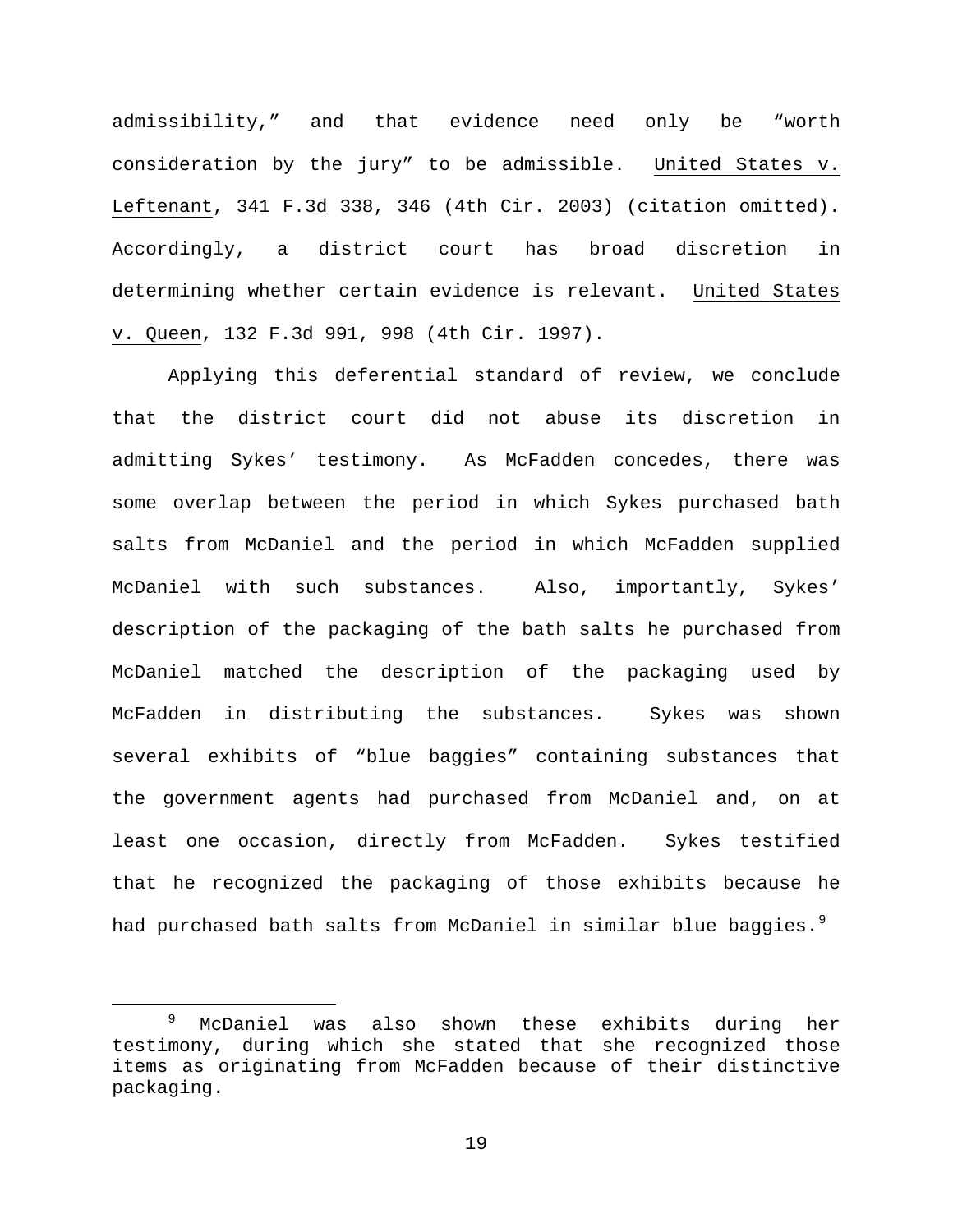admissibility," and that evidence need only be "worth consideration by the jury" to be admissible. United States v. Leftenant, 341 F.3d 338, 346 (4th Cir. 2003) (citation omitted). Accordingly, a district court has broad discretion in determining whether certain evidence is relevant. United States v. Queen, 132 F.3d 991, 998 (4th Cir. 1997).

Applying this deferential standard of review, we conclude that the district court did not abuse its discretion in admitting Sykes' testimony. As McFadden concedes, there was some overlap between the period in which Sykes purchased bath salts from McDaniel and the period in which McFadden supplied McDaniel with such substances. Also, importantly, Sykes' description of the packaging of the bath salts he purchased from McDaniel matched the description of the packaging used by McFadden in distributing the substances. Sykes was shown several exhibits of "blue baggies" containing substances that the government agents had purchased from McDaniel and, on at least one occasion, directly from McFadden. Sykes testified that he recognized the packaging of those exhibits because he had purchased bath salts from McDaniel in similar blue baggies.[9]

[9] McDaniel was also shown these exhibits during her testimony, during which she stated that she recognized those items as originating from McFadden because of their distinctive packaging.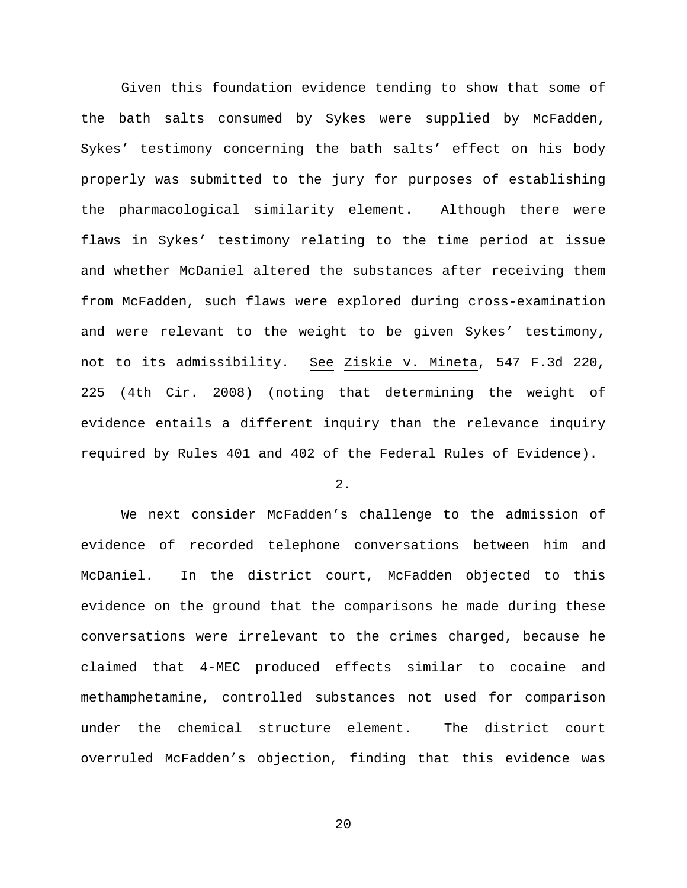Given this foundation evidence tending to show that some of the bath salts consumed by Sykes were supplied by McFadden, Sykes' testimony concerning the bath salts' effect on his body properly was submitted to the jury for purposes of establishing the pharmacological similarity element. Although there were flaws in Sykes' testimony relating to the time period at issue and whether McDaniel altered the substances after receiving them from McFadden, such flaws were explored during cross-examination and were relevant to the weight to be given Sykes' testimony, not to its admissibility. See Ziskie v. Mineta, 547 F.3d 220, 225 (4th Cir. 2008) (noting that determining the weight of evidence entails a different inquiry than the relevance inquiry required by Rules 401 and 402 of the Federal Rules of Evidence).

2.

We next consider McFadden's challenge to the admission of evidence of recorded telephone conversations between him and McDaniel. In the district court, McFadden objected to this evidence on the ground that the comparisons he made during these conversations were irrelevant to the crimes charged, because he claimed that 4-MEC produced effects similar to cocaine and methamphetamine, controlled substances not used for comparison under the chemical structure element. The district court overruled McFadden's objection, finding that this evidence was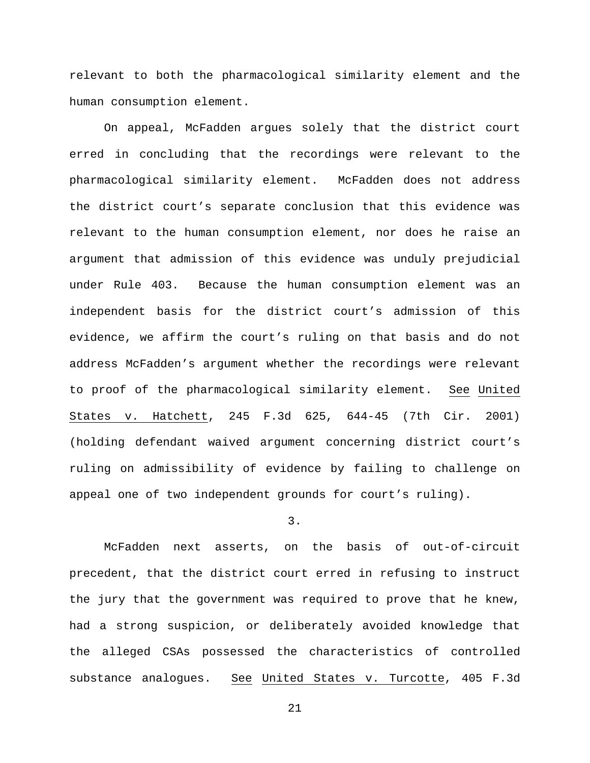relevant to both the pharmacological similarity element and the human consumption element.

On appeal, McFadden argues solely that the district court erred in concluding that the recordings were relevant to the pharmacological similarity element. McFadden does not address the district court's separate conclusion that this evidence was relevant to the human consumption element, nor does he raise an argument that admission of this evidence was unduly prejudicial under Rule 403. Because the human consumption element was an independent basis for the district court's admission of this evidence, we affirm the court's ruling on that basis and do not address McFadden's argument whether the recordings were relevant to proof of the pharmacological similarity element. See United States v. Hatchett, 245 F.3d 625, 644-45 (7th Cir. 2001) (holding defendant waived argument concerning district court's ruling on admissibility of evidence by failing to challenge on appeal one of two independent grounds for court's ruling).

3.

McFadden next asserts, on the basis of out-of-circuit precedent, that the district court erred in refusing to instruct the jury that the government was required to prove that he knew, had a strong suspicion, or deliberately avoided knowledge that the alleged CSAs possessed the characteristics of controlled substance analogues. See United States v. Turcotte, 405 F.3d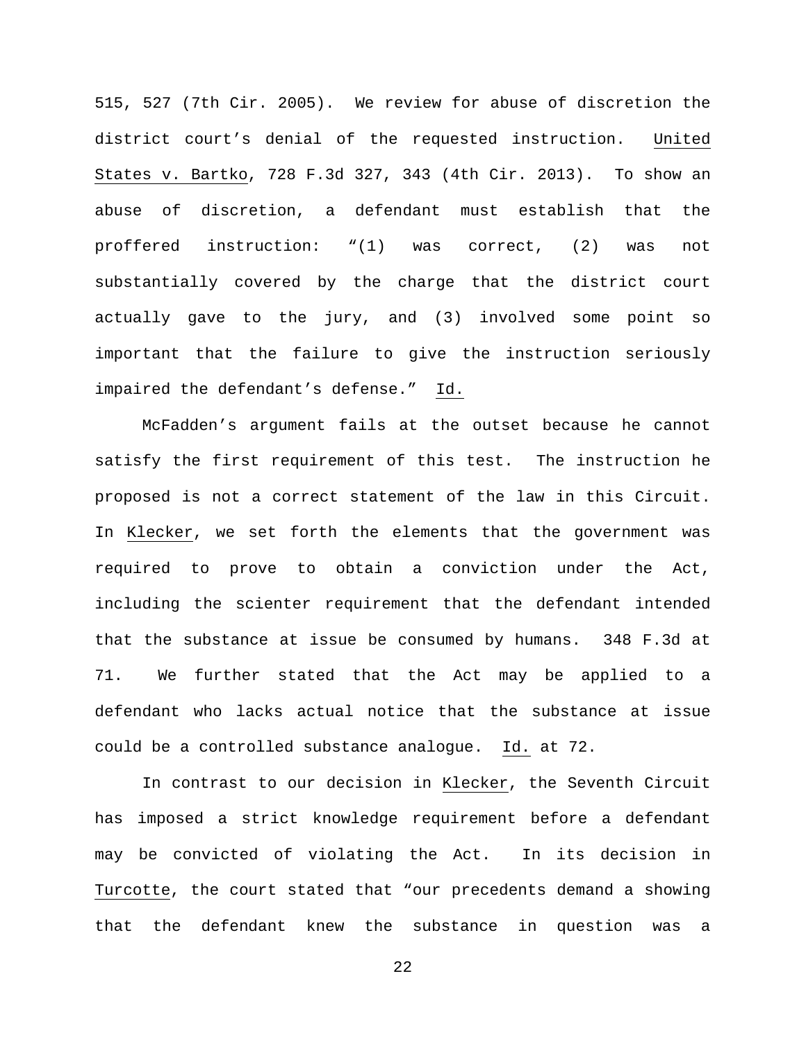515, 527 (7th Cir. 2005). We review for abuse of discretion the district court's denial of the requested instruction. United States v. Bartko, 728 F.3d 327, 343 (4th Cir. 2013). To show an abuse of discretion, a defendant must establish that the proffered instruction: "(1) was correct, (2) was not substantially covered by the charge that the district court actually gave to the jury, and (3) involved some point so important that the failure to give the instruction seriously impaired the defendant's defense." Id.

McFadden's argument fails at the outset because he cannot satisfy the first requirement of this test. The instruction he proposed is not a correct statement of the law in this Circuit. In Klecker, we set forth the elements that the government was required to prove to obtain a conviction under the Act, including the scienter requirement that the defendant intended that the substance at issue be consumed by humans. 348 F.3d at 71. We further stated that the Act may be applied to a defendant who lacks actual notice that the substance at issue could be a controlled substance analogue. Id. at 72.

In contrast to our decision in Klecker, the Seventh Circuit has imposed a strict knowledge requirement before a defendant may be convicted of violating the Act. In its decision in Turcotte, the court stated that "our precedents demand a showing that the defendant knew the substance in question was a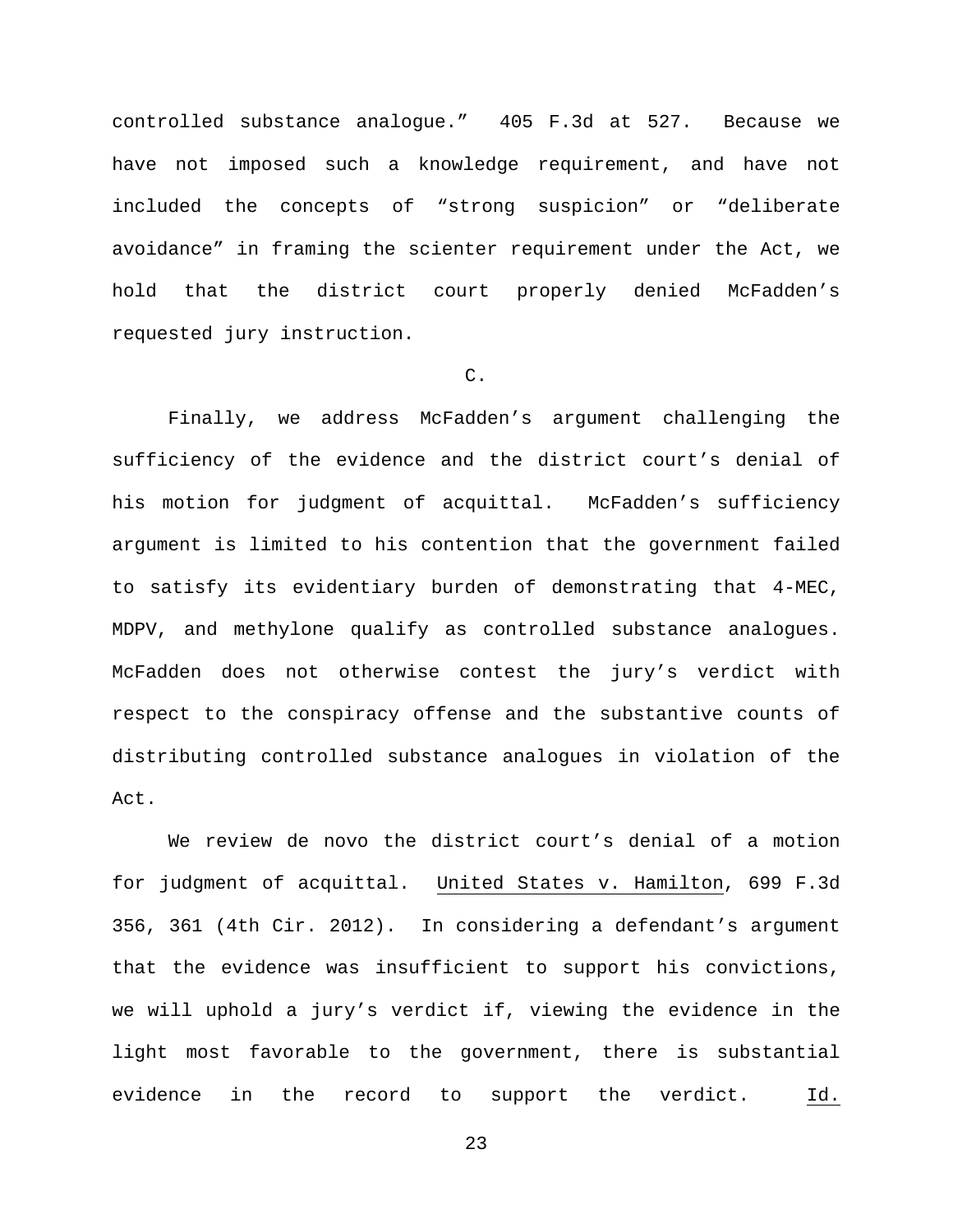controlled substance analogue." 405 F.3d at 527. Because we have not imposed such a knowledge requirement, and have not included the concepts of "strong suspicion" or "deliberate avoidance" in framing the scienter requirement under the Act, we hold that the district court properly denied McFadden's requested jury instruction.

C.

Finally, we address McFadden's argument challenging the sufficiency of the evidence and the district court's denial of his motion for judgment of acquittal. McFadden's sufficiency argument is limited to his contention that the government failed to satisfy its evidentiary burden of demonstrating that 4-MEC, MDPV, and methylone qualify as controlled substance analogues. McFadden does not otherwise contest the jury's verdict with respect to the conspiracy offense and the substantive counts of distributing controlled substance analogues in violation of the Act.

We review de novo the district court's denial of a motion for judgment of acquittal. United States v. Hamilton, 699 F.3d 356, 361 (4th Cir. 2012). In considering a defendant's argument that the evidence was insufficient to support his convictions, we will uphold a jury's verdict if, viewing the evidence in the light most favorable to the government, there is substantial evidence in the record to support the verdict. Id.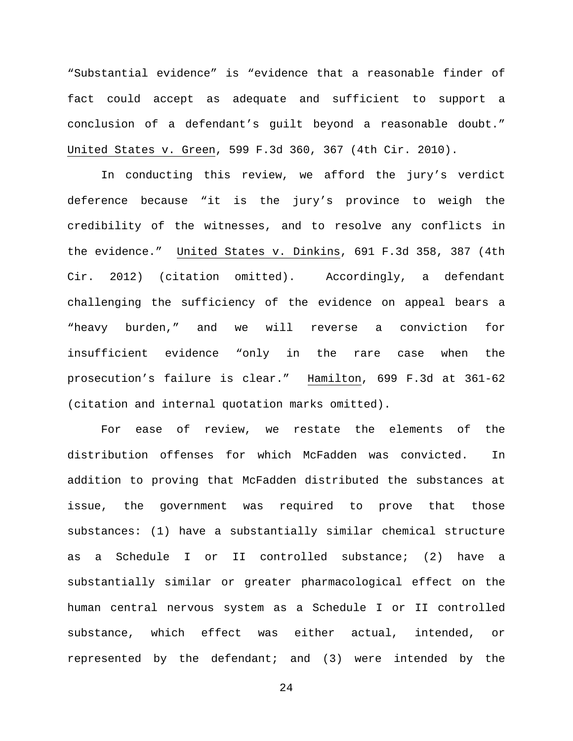"Substantial evidence" is "evidence that a reasonable finder of fact could accept as adequate and sufficient to support a conclusion of a defendant's guilt beyond a reasonable doubt." United States v. Green, 599 F.3d 360, 367 (4th Cir. 2010).

In conducting this review, we afford the jury's verdict deference because "it is the jury's province to weigh the credibility of the witnesses, and to resolve any conflicts in the evidence." United States v. Dinkins, 691 F.3d 358, 387 (4th Cir. 2012) (citation omitted). Accordingly, a defendant challenging the sufficiency of the evidence on appeal bears a "heavy burden," and we will reverse a conviction for insufficient evidence "only in the rare case when the prosecution's failure is clear." Hamilton, 699 F.3d at 361-62 (citation and internal quotation marks omitted).

For ease of review, we restate the elements of the distribution offenses for which McFadden was convicted. In addition to proving that McFadden distributed the substances at issue, the government was required to prove that those substances: (1) have a substantially similar chemical structure as a Schedule I or II controlled substance; (2) have a substantially similar or greater pharmacological effect on the human central nervous system as a Schedule I or II controlled substance, which effect was either actual, intended, or represented by the defendant; and (3) were intended by the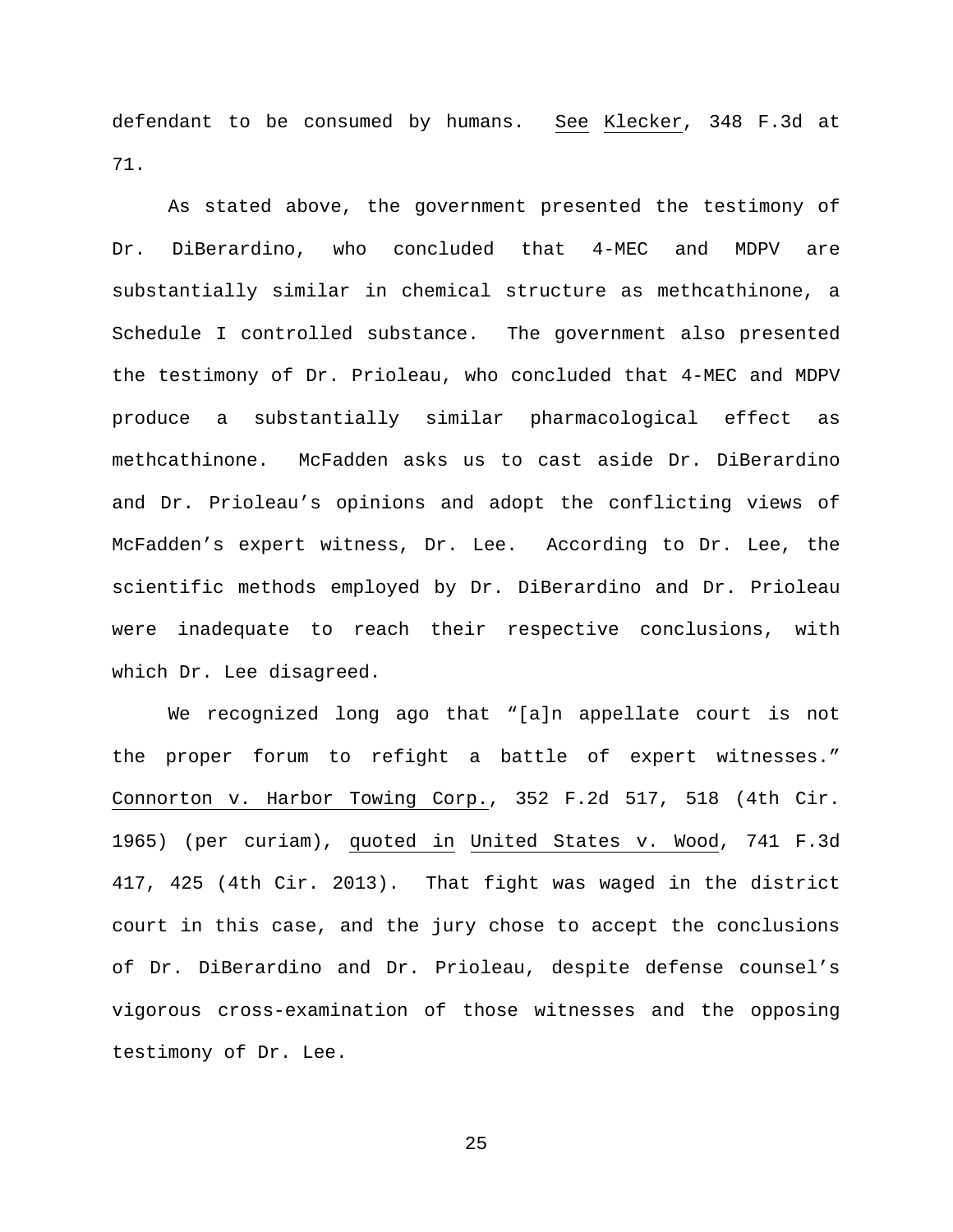defendant to be consumed by humans. See Klecker, 348 F.3d at 71.

As stated above, the government presented the testimony of Dr. DiBerardino, who concluded that 4-MEC and MDPV are substantially similar in chemical structure as methcathinone, a Schedule I controlled substance. The government also presented the testimony of Dr. Prioleau, who concluded that 4-MEC and MDPV produce a substantially similar pharmacological effect as methcathinone. McFadden asks us to cast aside Dr. DiBerardino and Dr. Prioleau's opinions and adopt the conflicting views of McFadden's expert witness, Dr. Lee. According to Dr. Lee, the scientific methods employed by Dr. DiBerardino and Dr. Prioleau were inadequate to reach their respective conclusions, with which Dr. Lee disagreed.

We recognized long ago that "[a]n appellate court is not the proper forum to refight a battle of expert witnesses." Connorton v. Harbor Towing Corp., 352 F.2d 517, 518 (4th Cir. 1965) (per curiam), quoted in United States v. Wood, 741 F.3d 417, 425 (4th Cir. 2013). That fight was waged in the district court in this case, and the jury chose to accept the conclusions of Dr. DiBerardino and Dr. Prioleau, despite defense counsel's vigorous cross-examination of those witnesses and the opposing testimony of Dr. Lee.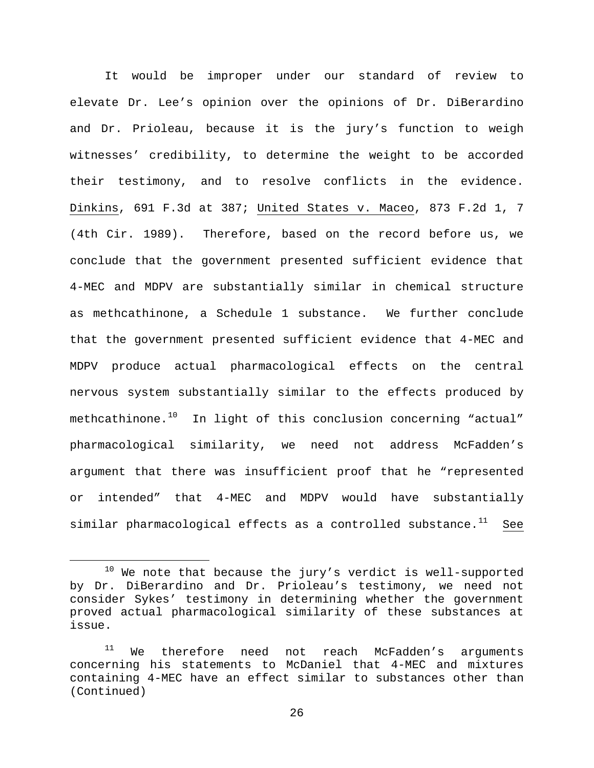It would be improper under our standard of review to elevate Dr. Lee's opinion over the opinions of Dr. DiBerardino and Dr. Prioleau, because it is the jury's function to weigh witnesses' credibility, to determine the weight to be accorded their testimony, and to resolve conflicts in the evidence. Dinkins, 691 F.3d at 387; United States v. Maceo, 873 F.2d 1, 7 (4th Cir. 1989). Therefore, based on the record before us, we conclude that the government presented sufficient evidence that 4-MEC and MDPV are substantially similar in chemical structure as methcathinone, a Schedule 1 substance. We further conclude that the government presented sufficient evidence that 4-MEC and MDPV produce actual pharmacological effects on the central nervous system substantially similar to the effects produced by methcathinone.[10] In light of this conclusion concerning "actual" pharmacological similarity, we need not address McFadden's argument that there was insufficient proof that he "represented or intended" that 4-MEC and MDPV would have substantially similar pharmacological effects as a controlled substance.[11] See

---

[10] We note that because the jury's verdict is well-supported by Dr. DiBerardino and Dr. Prioleau's testimony, we need not consider Sykes' testimony in determining whether the government proved actual pharmacological similarity of these substances at issue.

[11] We therefore need not reach McFadden's arguments concerning his statements to McDaniel that 4-MEC and mixtures containing 4-MEC have an effect similar to substances other than (Continued)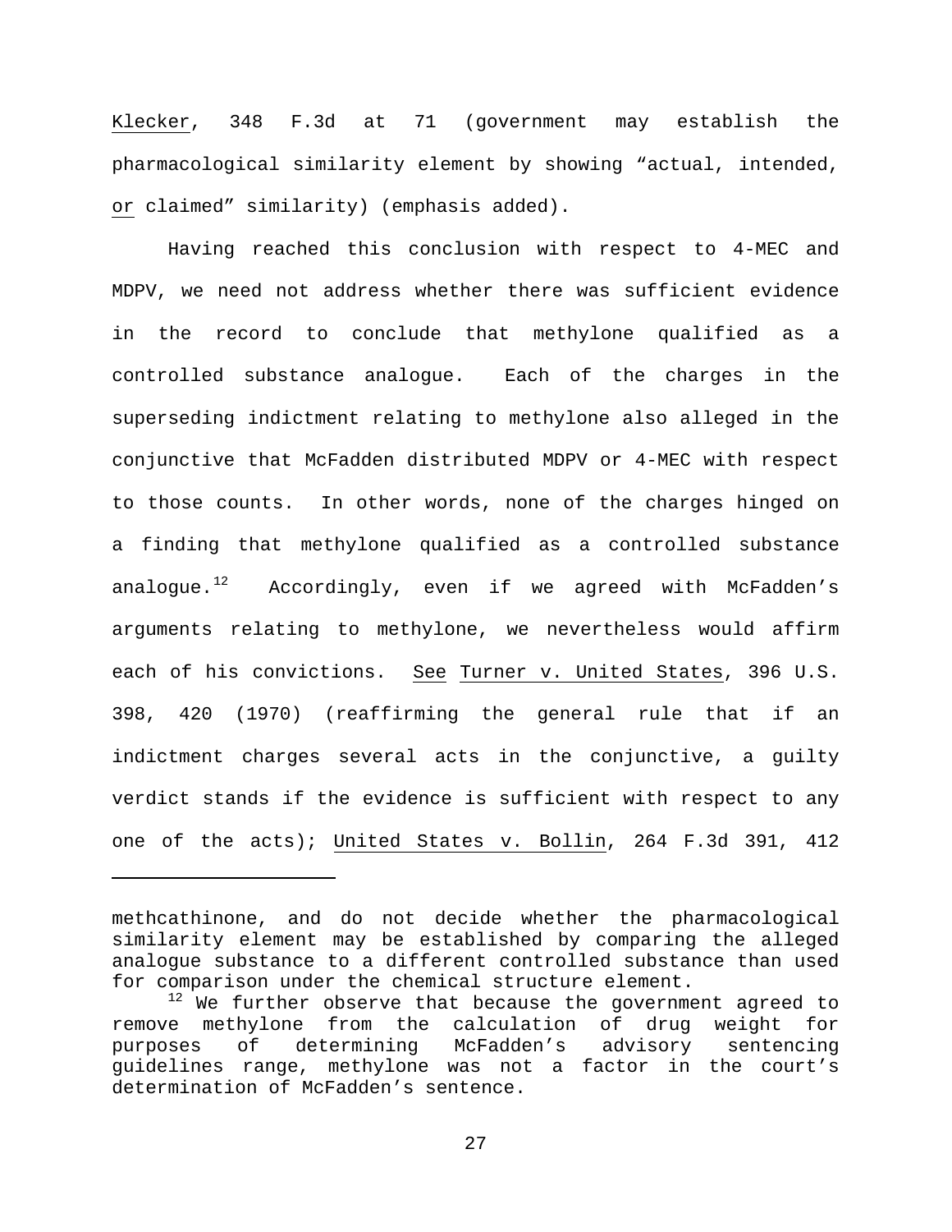Klecker, 348 F.3d at 71 (government may establish the pharmacological similarity element by showing "actual, intended, or claimed" similarity) (emphasis added).

Having reached this conclusion with respect to 4-MEC and MDPV, we need not address whether there was sufficient evidence in the record to conclude that methylone qualified as a controlled substance analogue. Each of the charges in the superseding indictment relating to methylone also alleged in the conjunctive that McFadden distributed MDPV or 4-MEC with respect to those counts. In other words, none of the charges hinged on a finding that methylone qualified as a controlled substance analogue.[12] Accordingly, even if we agreed with McFadden's arguments relating to methylone, we nevertheless would affirm each of his convictions. See Turner v. United States, 396 U.S. 398, 420 (1970) (reaffirming the general rule that if an indictment charges several acts in the conjunctive, a guilty verdict stands if the evidence is sufficient with respect to any one of the acts); United States v. Bollin, 264 F.3d 391, 412

---

methcathinone, and do not decide whether the pharmacological similarity element may be established by comparing the alleged analogue substance to a different controlled substance than used for comparison under the chemical structure element.

[12] We further observe that because the government agreed to remove methylone from the calculation of drug weight for purposes of determining McFadden's advisory sentencing guidelines range, methylone was not a factor in the court's determination of McFadden's sentence.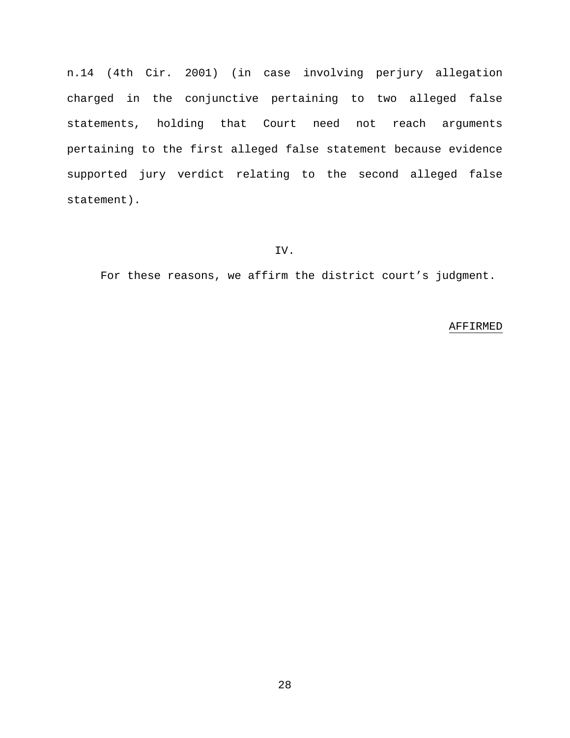n.14 (4th Cir. 2001) (in case involving perjury allegation charged in the conjunctive pertaining to two alleged false statements, holding that Court need not reach arguments pertaining to the first alleged false statement because evidence supported jury verdict relating to the second alleged false statement).

## IV.

For these reasons, we affirm the district court's judgment.

AFFIRMED